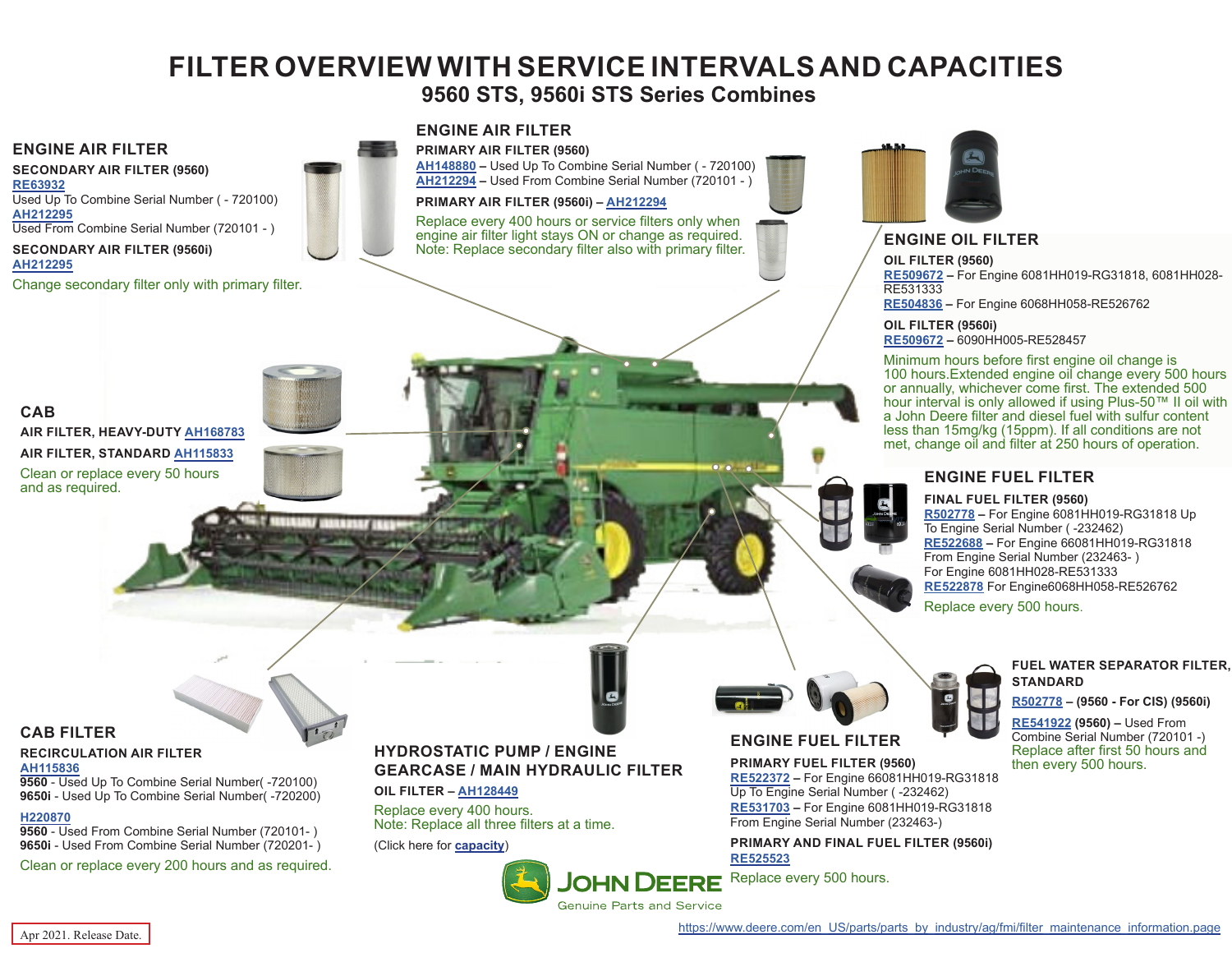# FILTER OVERVIEW WITH SERVICE INTERVALS AND CAPACITIES

## 9560 STS, 9560i STS Series Combines

### ENGINE AIR FILTER

**SECONDARY AIR FILTER (9560)**

RE63932
Used Up To Combine Serial Number ( - 720100)
AH212295
Used From Combine Serial Number (720101 - )

**SECONDARY AIR FILTER (9560i)**

AH212295

Change secondary filter only with primary filter.

### ENGINE AIR FILTER

**PRIMARY AIR FILTER (9560)**

AH148880 – Used Up To Combine Serial Number ( - 720100)
AH212294 – Used From Combine Serial Number (720101 - )

**PRIMARY AIR FILTER (9560i) – AH212294**

Replace every 400 hours or service filters only when engine air filter light stays ON or change as required.
Note: Replace secondary filter also with primary filter.

### ENGINE OIL FILTER

**OIL FILTER (9560)**

RE509672 – For Engine 6081HH019-RG31818, 6081HH028-RE531333
RE504836 – For Engine 6068HH058-RE526762

**OIL FILTER (9560i)**

RE509672 – 6090HH005-RE528457

Minimum hours before first engine oil change is 100 hours.Extended engine oil change every 500 hours or annually, whichever come first. The extended 500 hour interval is only allowed if using Plus-50™ II oil with a John Deere filter and diesel fuel with sulfur content less than 15mg/kg (15ppm). If all conditions are not met, change oil and filter at 250 hours of operation.

### CAB

**AIR FILTER, HEAVY-DUTY** AH168783

**AIR FILTER, STANDARD** AH115833

Clean or replace every 50 hours and as required.

### ENGINE FUEL FILTER

**FINAL FUEL FILTER (9560)**

R502778 – For Engine 6081HH019-RG31818 Up To Engine Serial Number ( -232462)
RE522688 – For Engine 66081HH019-RG31818 From Engine Serial Number (232463- )
For Engine 6081HH028-RE531333
RE522878 For Engine6068HH058-RE526762

Replace every 500 hours.

### FUEL WATER SEPARATOR FILTER, STANDARD

R502778 – (9560 - For CIS) (9560i)

RE541922 (9560) – Used From Combine Serial Number (720101 -)

Replace after first 50 hours and then every 500 hours.

### CAB FILTER

**RECIRCULATION AIR FILTER**

AH115836
**9560** - Used Up To Combine Serial Number( -720100)
**9650i** - Used Up To Combine Serial Number( -720200)

H220870
**9560** - Used From Combine Serial Number (720101- )
**9650i** - Used From Combine Serial Number (720201- )

Clean or replace every 200 hours and as required.

### HYDROSTATIC PUMP / ENGINE GEARCASE / MAIN HYDRAULIC FILTER

**OIL FILTER** – AH128449

Replace every 400 hours.
Note: Replace all three filters at a time.

(Click here for capacity)

### ENGINE FUEL FILTER

**PRIMARY FUEL FILTER (9560)**

RE522372 – For Engine 66081HH019-RG31818 Up To Engine Serial Number ( -232462)
RE531703 – For Engine 6081HH019-RG31818 From Engine Serial Number (232463-)

**PRIMARY AND FINAL FUEL FILTER (9560i)**

RE525523

Replace every 500 hours.

JOHN DEERE
Genuine Parts and Service

Apr 2021. Release Date.

https://www.deere.com/en_US/parts/parts_by_industry/ag/fmi/filter_maintenance_information.page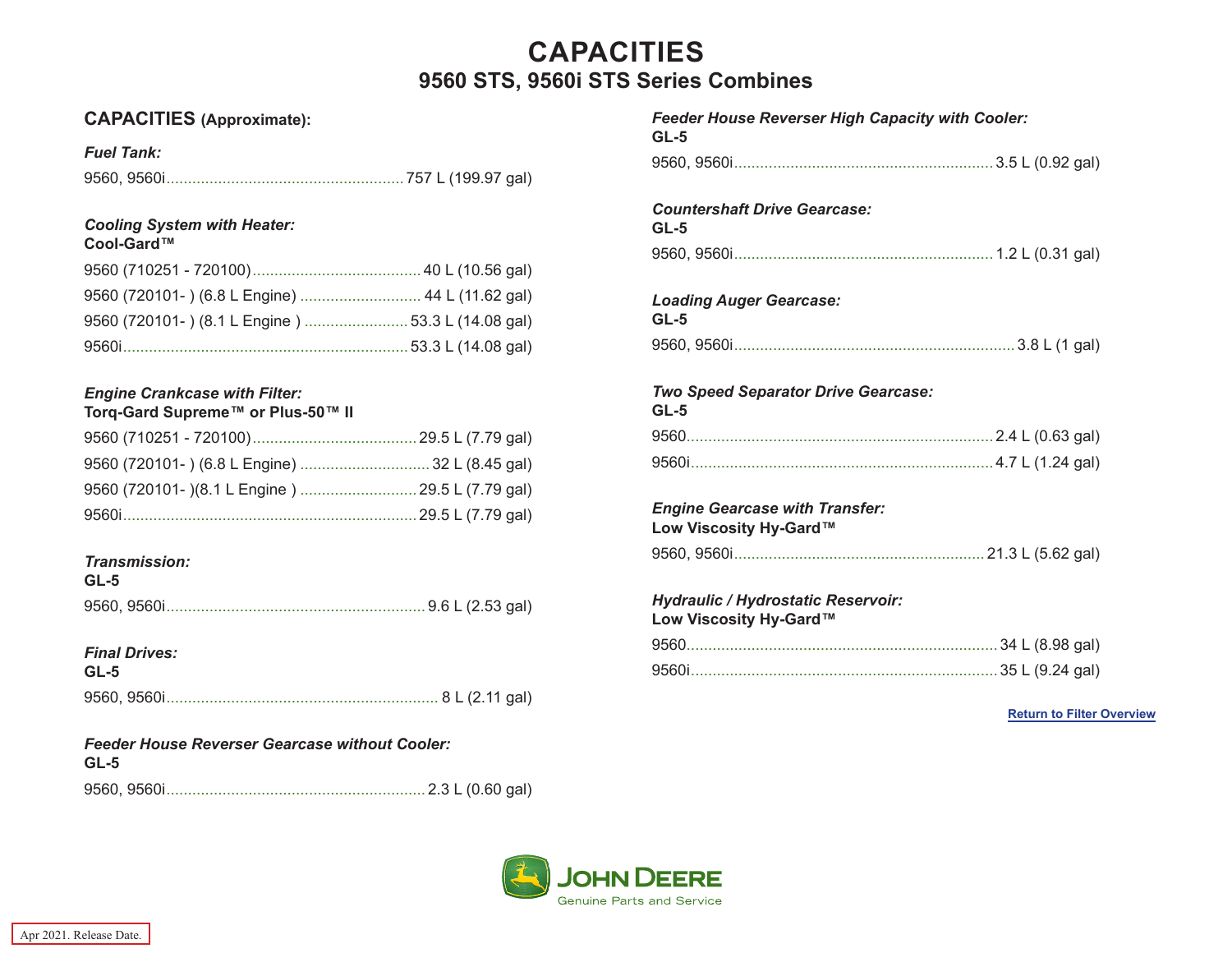# CAPACITIES

## 9560 STS, 9560i STS Series Combines

### CAPACITIES (Approximate):

***Fuel Tank:***

9560, 9560i....................................................... 757 L (199.97 gal)

***Cooling System with Heater:***
**Cool-Gard™**

9560 (710251 - 720100)....................................... 40 L (10.56 gal)
9560 (720101- ) (6.8 L Engine) ............................ 44 L (11.62 gal)
9560 (720101- ) (8.1 L Engine ) ........................ 53.3 L (14.08 gal)
9560i.................................................................. 53.3 L (14.08 gal)

***Engine Crankcase with Filter:***
**Torq-Gard Supreme™ or Plus-50™ II**

9560 (710251 - 720100)...................................... 29.5 L (7.79 gal)
9560 (720101- ) (6.8 L Engine) .............................. 32 L (8.45 gal)
9560 (720101- )(8.1 L Engine ) ........................... 29.5 L (7.79 gal)
9560i.................................................................... 29.5 L (7.79 gal)

***Transmission:***
**GL-5**

9560, 9560i............................................................ 9.6 L (2.53 gal)

***Final Drives:***
**GL-5**

9560, 9560i............................................................... 8 L (2.11 gal)

***Feeder House Reverser Gearcase without Cooler:***
**GL-5**

9560, 9560i............................................................ 2.3 L (0.60 gal)

***Feeder House Reverser High Capacity with Cooler:***
**GL-5**

9560, 9560i............................................................ 3.5 L (0.92 gal)

***Countershaft Drive Gearcase:***
**GL-5**

9560, 9560i............................................................ 1.2 L (0.31 gal)

***Loading Auger Gearcase:***
**GL-5**

9560, 9560i................................................................ 3.8 L (1 gal)

***Two Speed Separator Drive Gearcase:***
**GL-5**

9560...................................................................... 2.4 L (0.63 gal)
9560i..................................................................... 4.7 L (1.24 gal)

***Engine Gearcase with Transfer:***
**Low Viscosity Hy-Gard™**

9560, 9560i.......................................................... 21.3 L (5.62 gal)

***Hydraulic / Hydrostatic Reservoir:***
**Low Viscosity Hy-Gard™**

9560....................................................................... 34 L (8.98 gal)
9560i...................................................................... 35 L (9.24 gal)

Return to Filter Overview

JOHN DEERE
Genuine Parts and Service

Apr 2021. Release Date.